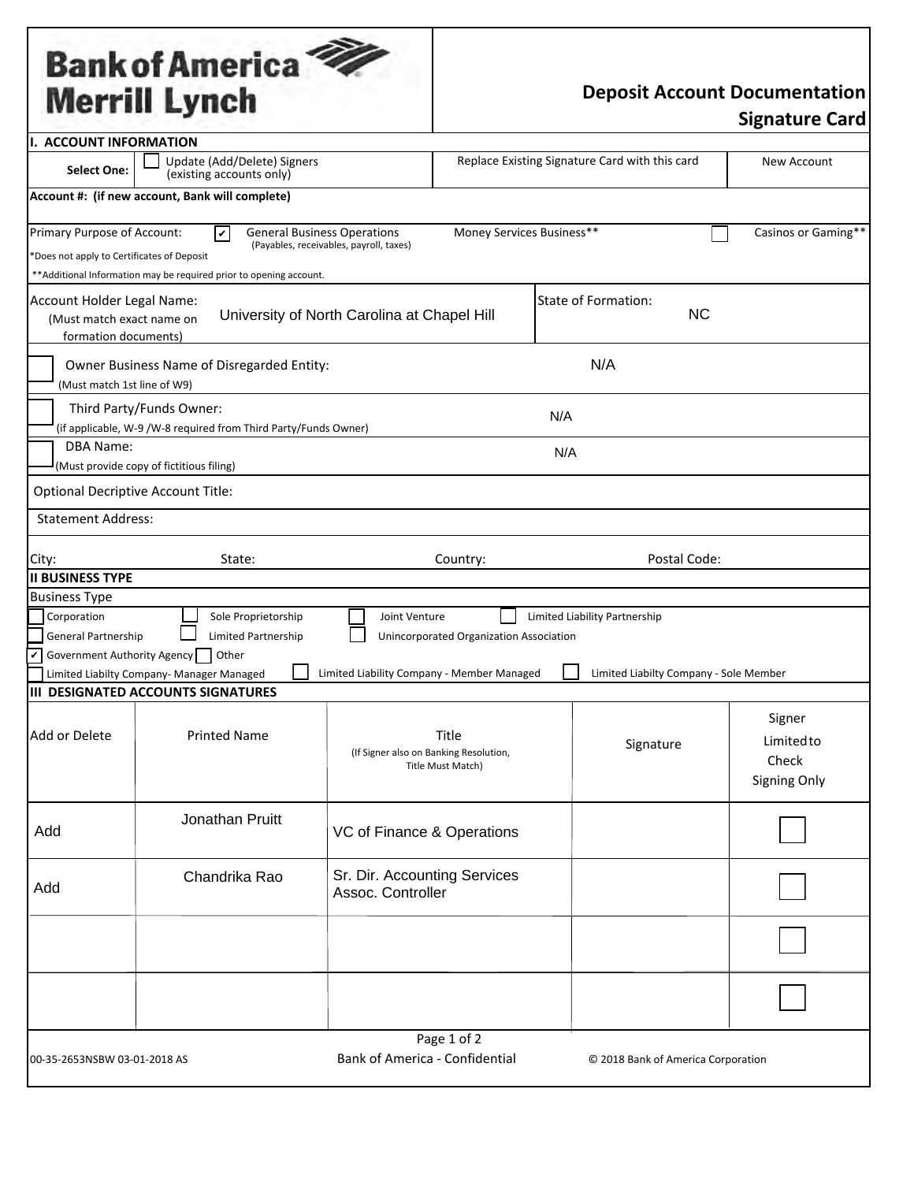**Bank of America Merrill Lynch**

# Deposit Account Documentation Signature Card

## I. ACCOUNT INFORMATION

| Select One: | ☐ Update (Add/Delete) Signers (existing accounts only) | Replace Existing Signature Card with this card | New Account |
|---|---|---|---|

**Account #: (if new account, Bank will complete)**

Primary Purpose of Account: ☑ General Business Operations (Payables, receivables, payroll, taxes) Money Services Business** ☐ Casinos or Gaming**

*Does not apply to Certificates of Deposit

**Additional Information may be required prior to opening account.

| Account Holder Legal Name: (Must match exact name on formation documents) | University of North Carolina at Chapel Hill | State of Formation: NC |
|---|---|---|

☐ Owner Business Name of Disregarded Entity: (Must match 1st line of W9) N/A

☐ Third Party/Funds Owner: (if applicable, W-9 /W-8 required from Third Party/Funds Owner) N/A

☐ DBA Name: (Must provide copy of fictitious filing) N/A

Optional Decriptive Account Title:

Statement Address:

City: State: Country: Postal Code:

## II BUSINESS TYPE

Business Type

☐ Corporation ☐ Sole Proprietorship ☐ Joint Venture ☐ Limited Liability Partnership

☐ General Partnership ☐ Limited Partnership ☐ Unincorporated Organization Association

☑ Government Authority Agency ☐ Other

☐ Limited Liabilty Company- Manager Managed ☐ Limited Liability Company - Member Managed ☐ Limited Liabilty Company - Sole Member

## III DESIGNATED ACCOUNTS SIGNATURES

| Add or Delete | Printed Name | Title (If Signer also on Banking Resolution, Title Must Match) | Signature | Signer Limited to Check Signing Only |
|---|---|---|---|---|
| Add | Jonathan Pruitt | VC of Finance & Operations | | ☐ |
| Add | Chandrika Rao | Sr. Dir. Accounting Services Assoc. Controller | | ☐ |
| | | | | ☐ |
| | | | | ☐ |

00-35-2653NSBW 03-01-2018 AS Bank of America - Confidential © 2018 Bank of America Corporation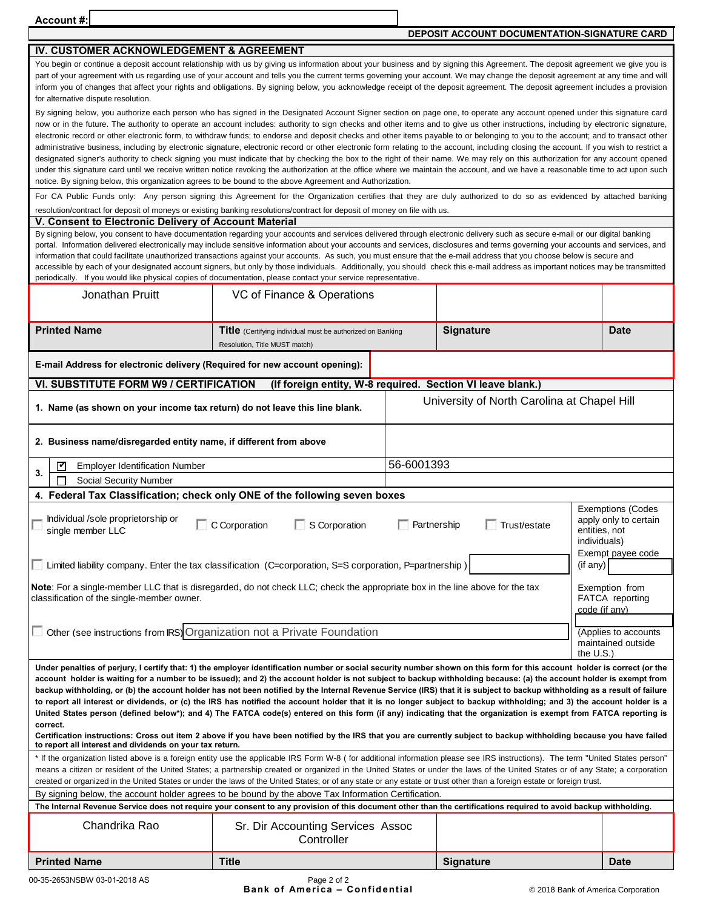**Account #:**

**DEPOSIT ACCOUNT DOCUMENTATION-SIGNATURE CARD**

## IV. CUSTOMER ACKNOWLEDGEMENT & AGREEMENT

You begin or continue a deposit account relationship with us by giving us information about your business and by signing this Agreement. The deposit agreement we give you is part of your agreement with us regarding use of your account and tells you the current terms governing your account. We may change the deposit agreement at any time and will inform you of changes that affect your rights and obligations. By signing below, you acknowledge receipt of the deposit agreement. The deposit agreement includes a provision for alternative dispute resolution.

By signing below, you authorize each person who has signed in the Designated Account Signer section on page one, to operate any account opened under this signature card now or in the future. The authority to operate an account includes: authority to sign checks and other items and to give us other instructions, including by electronic signature, electronic record or other electronic form, to withdraw funds; to endorse and deposit checks and other items payable to or belonging to you to the account; and to transact other administrative business, including by electronic signature, electronic record or other electronic form relating to the account, including closing the account. If you wish to restrict a designated signer's authority to check signing you must indicate that by checking the box to the right of their name. We may rely on this authorization for any account opened under this signature card until we receive written notice revoking the authorization at the office where we maintain the account, and we have a reasonable time to act upon such notice. By signing below, this organization agrees to be bound to the above Agreement and Authorization.

For CA Public Funds only: Any person signing this Agreement for the Organization certifies that they are duly authorized to do so as evidenced by attached banking resolution/contract for deposit of moneys or existing banking resolutions/contract for deposit of money on file with us.

## V. Consent to Electronic Delivery of Account Material

By signing below, you consent to have documentation regarding your accounts and services delivered through electronic delivery such as secure e-mail or our digital banking portal. Information delivered electronically may include sensitive information about your accounts and services, disclosures and terms governing your accounts and services, and information that could facilitate unauthorized transactions against your accounts. As such, you must ensure that the e-mail address that you choose below is secure and accessible by each of your designated account signers, but only by those individuals. Additionally, you should check this e-mail address as important notices may be transmitted periodically. If you would like physical copies of documentation, please contact your service representative.

| Jonathan Pruitt | VC of Finance & Operations | | |
|---|---|---|---|
| **Printed Name** | **Title** (Certifying individual must be authorized on Banking Resolution, Title MUST match) | **Signature** | **Date** |

**E-mail Address for electronic delivery (Required for new account opening):**

## VI. SUBSTITUTE FORM W9 / CERTIFICATION (If foreign entity, W-8 required. Section VI leave blank.)

| | |
|---|---|
| **1. Name (as shown on your income tax return) do not leave this line blank.** | University of North Carolina at Chapel Hill |
| **2. Business name/disregarded entity name, if different from above** | |
| **3.** ☑ Employer Identification Number | 56-6001393 |
| ☐ Social Security Number | |

**4. Federal Tax Classification; check only ONE of the following seven boxes**

☐ Individual /sole proprietorship or single member LLC ☐ C Corporation ☐ S Corporation ☐ Partnership ☐ Trust/estate

☐ Limited liability company. Enter the tax classification (C=corporation, S=S corporation, P=partnership)

**Note**: For a single-member LLC that is disregarded, do not check LLC; check the appropriate box in the line above for the tax classification of the single-member owner.

☐ Other (see instructions from IRS) Organization not a Private Foundation

Exemptions (Codes apply only to certain entities, not individuals)

Exempt payee code (if any)

Exemption from FATCA reporting code (if any)

(Applies to accounts maintained outside the U.S.)

**Under penalties of perjury, I certify that: 1) the employer identification number or social security number shown on this form for this account holder is correct (or the account holder is waiting for a number to be issued); and 2) the account holder is not subject to backup withholding because: (a) the account holder is exempt from backup withholding, or (b) the account holder has not been notified by the Internal Revenue Service (IRS) that it is subject to backup withholding as a result of failure to report all interest or dividends, or (c) the IRS has notified the account holder that it is no longer subject to backup withholding; and 3) the account holder is a United States person (defined below*); and 4) The FATCA code(s) entered on this form (if any) indicating that the organization is exempt from FATCA reporting is correct.**

**Certification instructions: Cross out item 2 above if you have been notified by the IRS that you are currently subject to backup withholding because you have failed to report all interest and dividends on your tax return.**

* If the organization listed above is a foreign entity use the applicable IRS Form W-8 ( for additional information please see IRS instructions). The term "United States person" means a citizen or resident of the United States; a partnership created or organized in the United States or under the laws of the United States or of any State; a corporation created or organized in the United States or under the laws of the United States; or of any state or any estate or trust other than a foreign estate or foreign trust.

By signing below, the account holder agrees to be bound by the above Tax Information Certification.

**The Internal Revenue Service does not require your consent to any provision of this document other than the certifications required to avoid backup withholding.**

| Chandrika Rao | Sr. Dir Accounting Services Assoc Controller | | |
|---|---|---|---|
| **Printed Name** | **Title** | **Signature** | **Date** |

00-35-2653NSBW 03-01-2018 AS

**Bank of America – Confidential**

© 2018 Bank of America Corporation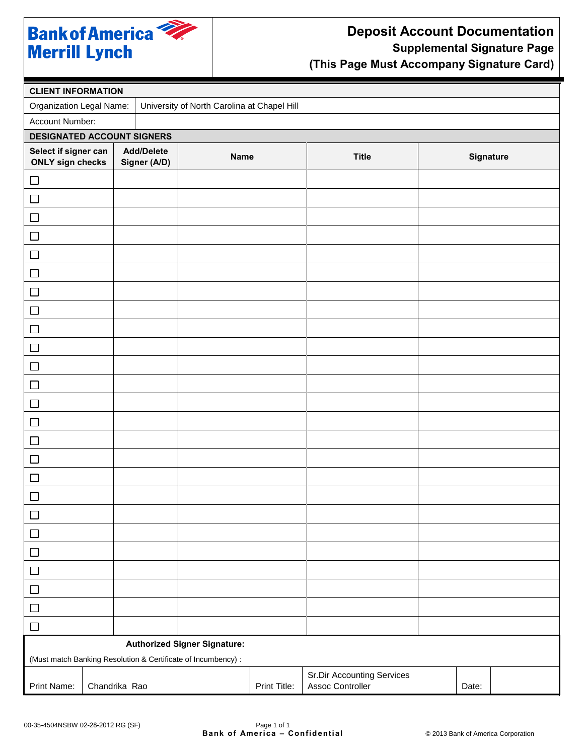Bank of America Merrill Lynch

# Deposit Account Documentation

## Supplemental Signature Page

## (This Page Must Accompany Signature Card)

| CLIENT INFORMATION | |
|---|---|
| Organization Legal Name: | University of North Carolina at Chapel Hill |
| Account Number: | |

**DESIGNATED ACCOUNT SIGNERS**

| Select if signer can ONLY sign checks | Add/Delete Signer (A/D) | Name | Title | Signature |
|---|---|---|---|---|
| ☐ | | | | |
| ☐ | | | | |
| ☐ | | | | |
| ☐ | | | | |
| ☐ | | | | |
| ☐ | | | | |
| ☐ | | | | |
| ☐ | | | | |
| ☐ | | | | |
| ☐ | | | | |
| ☐ | | | | |
| ☐ | | | | |
| ☐ | | | | |
| ☐ | | | | |
| ☐ | | | | |
| ☐ | | | | |
| ☐ | | | | |
| ☐ | | | | |
| ☐ | | | | |
| ☐ | | | | |
| ☐ | | | | |
| ☐ | | | | |
| ☐ | | | | |
| ☐ | | | | |
| ☐ | | | | |

**Authorized Signer Signature:**

(Must match Banking Resolution & Certificate of Incumbency) :

| Print Name: | Chandrika Rao | Print Title: | Sr.Dir Accounting Services Assoc Controller | Date: | |
|---|---|---|---|---|---|

00-35-4504NSBW 02-28-2012 RG (SF)

**Bank of America – Confidential**

© 2013 Bank of America Corporation